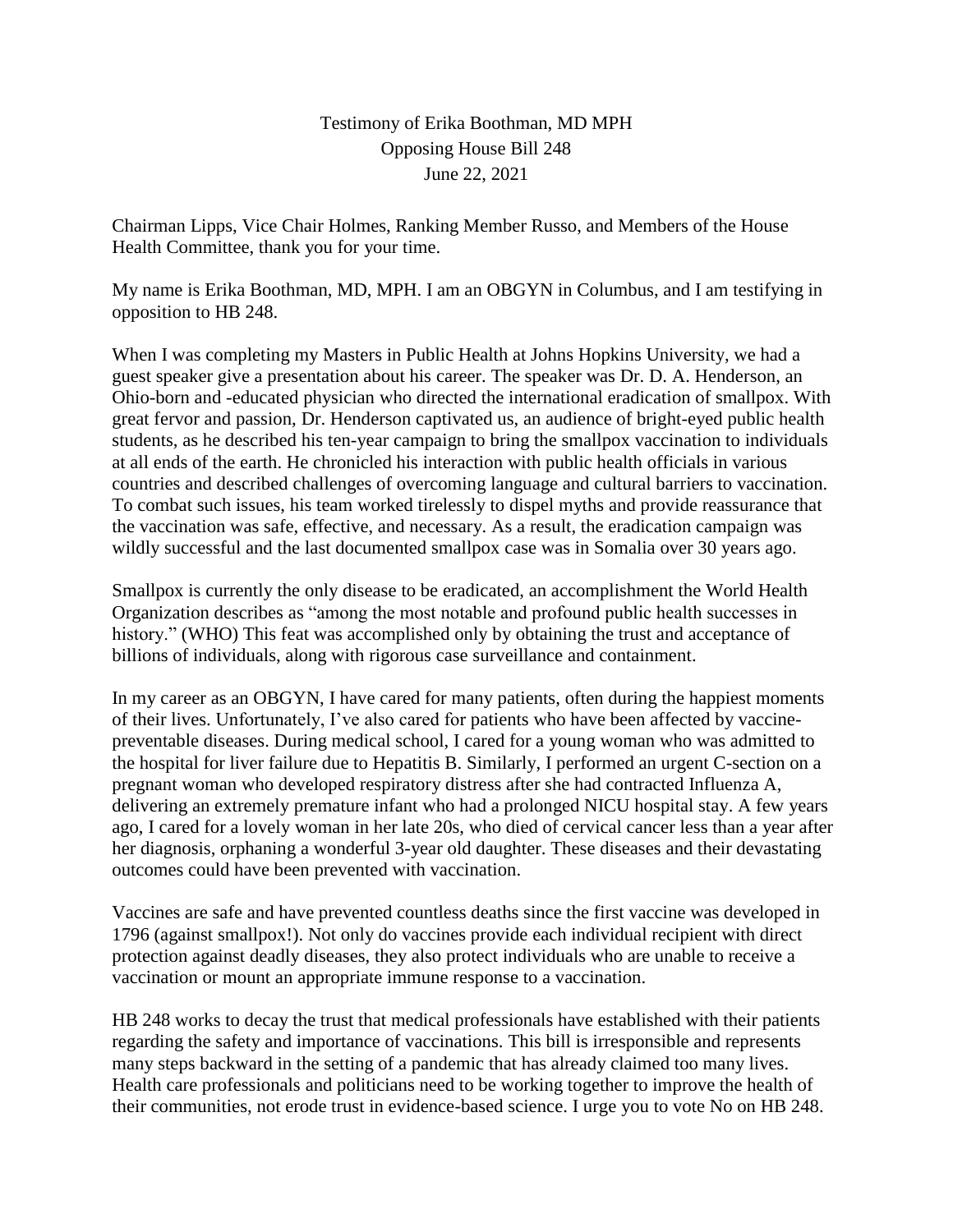Testimony of Erika Boothman, MD MPH
Opposing House Bill 248
June 22, 2021

Chairman Lipps, Vice Chair Holmes, Ranking Member Russo, and Members of the House Health Committee, thank you for your time.

My name is Erika Boothman, MD, MPH. I am an OBGYN in Columbus, and I am testifying in opposition to HB 248.

When I was completing my Masters in Public Health at Johns Hopkins University, we had a guest speaker give a presentation about his career. The speaker was Dr. D. A. Henderson, an Ohio-born and -educated physician who directed the international eradication of smallpox. With great fervor and passion, Dr. Henderson captivated us, an audience of bright-eyed public health students, as he described his ten-year campaign to bring the smallpox vaccination to individuals at all ends of the earth. He chronicled his interaction with public health officials in various countries and described challenges of overcoming language and cultural barriers to vaccination. To combat such issues, his team worked tirelessly to dispel myths and provide reassurance that the vaccination was safe, effective, and necessary. As a result, the eradication campaign was wildly successful and the last documented smallpox case was in Somalia over 30 years ago.

Smallpox is currently the only disease to be eradicated, an accomplishment the World Health Organization describes as "among the most notable and profound public health successes in history." (WHO) This feat was accomplished only by obtaining the trust and acceptance of billions of individuals, along with rigorous case surveillance and containment.

In my career as an OBGYN, I have cared for many patients, often during the happiest moments of their lives. Unfortunately, I've also cared for patients who have been affected by vaccine-preventable diseases. During medical school, I cared for a young woman who was admitted to the hospital for liver failure due to Hepatitis B. Similarly, I performed an urgent C-section on a pregnant woman who developed respiratory distress after she had contracted Influenza A, delivering an extremely premature infant who had a prolonged NICU hospital stay. A few years ago, I cared for a lovely woman in her late 20s, who died of cervical cancer less than a year after her diagnosis, orphaning a wonderful 3-year old daughter. These diseases and their devastating outcomes could have been prevented with vaccination.

Vaccines are safe and have prevented countless deaths since the first vaccine was developed in 1796 (against smallpox!). Not only do vaccines provide each individual recipient with direct protection against deadly diseases, they also protect individuals who are unable to receive a vaccination or mount an appropriate immune response to a vaccination.

HB 248 works to decay the trust that medical professionals have established with their patients regarding the safety and importance of vaccinations. This bill is irresponsible and represents many steps backward in the setting of a pandemic that has already claimed too many lives. Health care professionals and politicians need to be working together to improve the health of their communities, not erode trust in evidence-based science. I urge you to vote No on HB 248.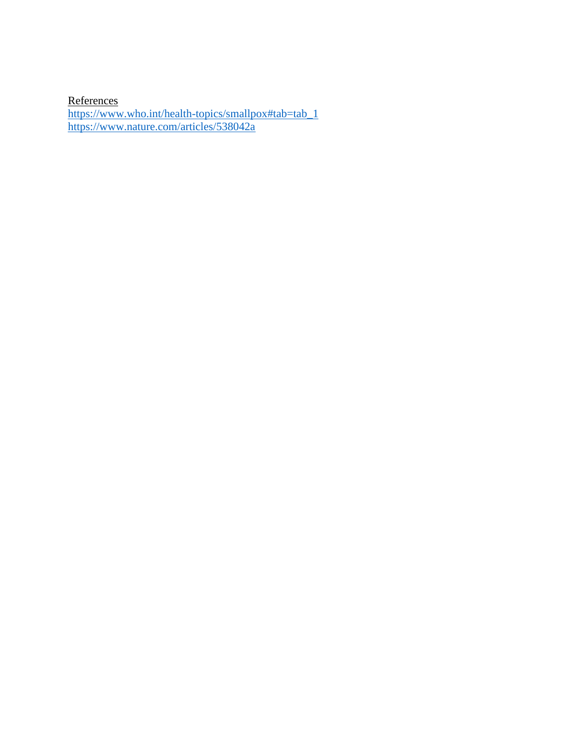References

https://www.who.int/health-topics/smallpox#tab=tab_1

https://www.nature.com/articles/538042a